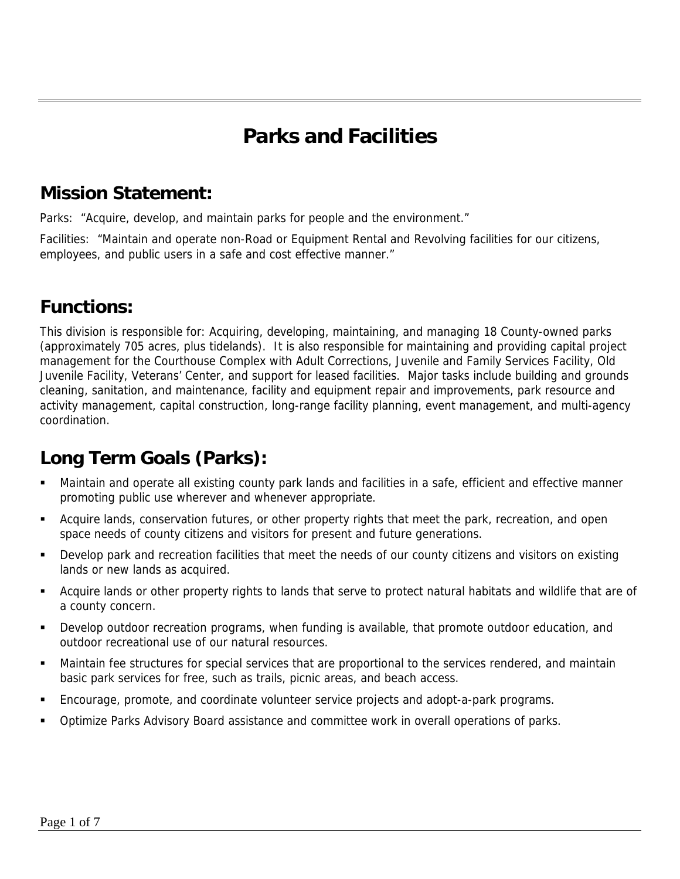# Parks and Facilities

## Mission Statement:

Parks: "Acquire, develop, and maintain parks for people and the environment."

Facilities: "Maintain and operate non-Road or Equipment Rental and Revolving facilities for our citizens, employees, and public users in a safe and cost effective manner."

## Functions:

This division is responsible for: Acquiring, developing, maintaining, and managing 18 County-owned parks (approximately 705 acres, plus tidelands). It is also responsible for maintaining and providing capital project management for the Courthouse Complex with Adult Corrections, Juvenile and Family Services Facility, Old Juvenile Facility, Veterans' Center, and support for leased facilities. Major tasks include building and grounds cleaning, sanitation, and maintenance, facility and equipment repair and improvements, park resource and activity management, capital construction, long-range facility planning, event management, and multi-agency coordination.

## Long Term Goals (Parks):

- Maintain and operate all existing county park lands and facilities in a safe, efficient and effective manner promoting public use wherever and whenever appropriate.
- Acquire lands, conservation futures, or other property rights that meet the park, recreation, and open space needs of county citizens and visitors for present and future generations.
- Develop park and recreation facilities that meet the needs of our county citizens and visitors on existing lands or new lands as acquired.
- Acquire lands or other property rights to lands that serve to protect natural habitats and wildlife that are of a county concern.
- Develop outdoor recreation programs, when funding is available, that promote outdoor education, and outdoor recreational use of our natural resources.
- Maintain fee structures for special services that are proportional to the services rendered, and maintain basic park services for free, such as trails, picnic areas, and beach access.
- Encourage, promote, and coordinate volunteer service projects and adopt-a-park programs.
- Optimize Parks Advisory Board assistance and committee work in overall operations of parks.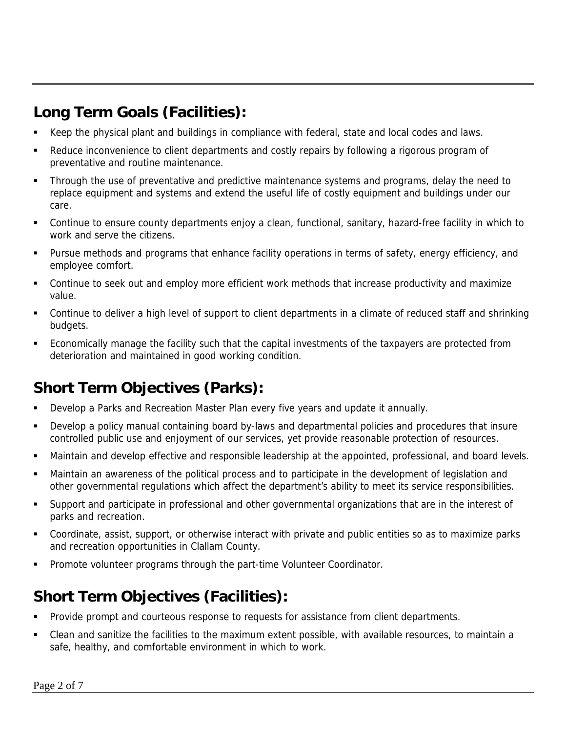## Long Term Goals (Facilities):

- Keep the physical plant and buildings in compliance with federal, state and local codes and laws.
- Reduce inconvenience to client departments and costly repairs by following a rigorous program of preventative and routine maintenance.
- Through the use of preventative and predictive maintenance systems and programs, delay the need to replace equipment and systems and extend the useful life of costly equipment and buildings under our care.
- Continue to ensure county departments enjoy a clean, functional, sanitary, hazard-free facility in which to work and serve the citizens.
- Pursue methods and programs that enhance facility operations in terms of safety, energy efficiency, and employee comfort.
- Continue to seek out and employ more efficient work methods that increase productivity and maximize value.
- Continue to deliver a high level of support to client departments in a climate of reduced staff and shrinking budgets.
- Economically manage the facility such that the capital investments of the taxpayers are protected from deterioration and maintained in good working condition.

## Short Term Objectives (Parks):

- Develop a Parks and Recreation Master Plan every five years and update it annually.
- Develop a policy manual containing board by-laws and departmental policies and procedures that insure controlled public use and enjoyment of our services, yet provide reasonable protection of resources.
- Maintain and develop effective and responsible leadership at the appointed, professional, and board levels.
- Maintain an awareness of the political process and to participate in the development of legislation and other governmental regulations which affect the department's ability to meet its service responsibilities.
- Support and participate in professional and other governmental organizations that are in the interest of parks and recreation.
- Coordinate, assist, support, or otherwise interact with private and public entities so as to maximize parks and recreation opportunities in Clallam County.
- Promote volunteer programs through the part-time Volunteer Coordinator.

## Short Term Objectives (Facilities):

- Provide prompt and courteous response to requests for assistance from client departments.
- Clean and sanitize the facilities to the maximum extent possible, with available resources, to maintain a safe, healthy, and comfortable environment in which to work.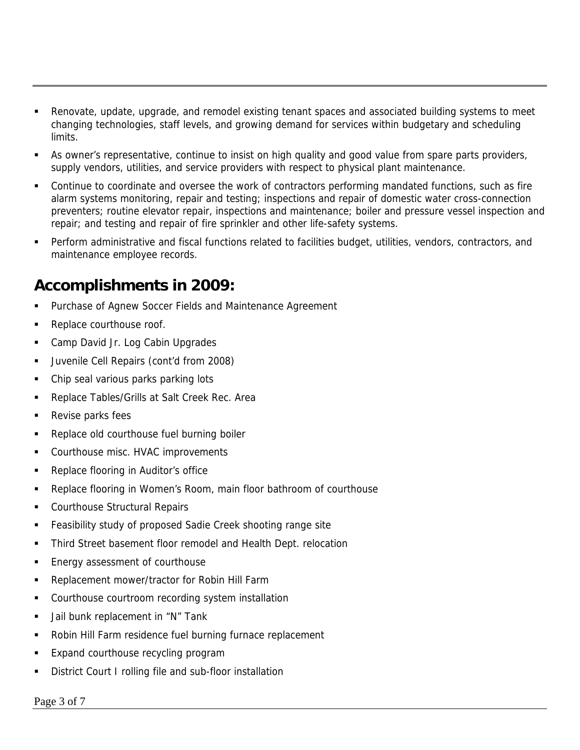- Renovate, update, upgrade, and remodel existing tenant spaces and associated building systems to meet changing technologies, staff levels, and growing demand for services within budgetary and scheduling limits.
- As owner's representative, continue to insist on high quality and good value from spare parts providers, supply vendors, utilities, and service providers with respect to physical plant maintenance.
- Continue to coordinate and oversee the work of contractors performing mandated functions, such as fire alarm systems monitoring, repair and testing; inspections and repair of domestic water cross-connection preventers; routine elevator repair, inspections and maintenance; boiler and pressure vessel inspection and repair; and testing and repair of fire sprinkler and other life-safety systems.
- Perform administrative and fiscal functions related to facilities budget, utilities, vendors, contractors, and maintenance employee records.

## Accomplishments in 2009:

- Purchase of Agnew Soccer Fields and Maintenance Agreement
- Replace courthouse roof.
- Camp David Jr. Log Cabin Upgrades
- Juvenile Cell Repairs (cont'd from 2008)
- Chip seal various parks parking lots
- Replace Tables/Grills at Salt Creek Rec. Area
- Revise parks fees
- Replace old courthouse fuel burning boiler
- Courthouse misc. HVAC improvements
- Replace flooring in Auditor's office
- Replace flooring in Women's Room, main floor bathroom of courthouse
- Courthouse Structural Repairs
- Feasibility study of proposed Sadie Creek shooting range site
- Third Street basement floor remodel and Health Dept. relocation
- Energy assessment of courthouse
- Replacement mower/tractor for Robin Hill Farm
- Courthouse courtroom recording system installation
- Jail bunk replacement in "N" Tank
- Robin Hill Farm residence fuel burning furnace replacement
- Expand courthouse recycling program
- District Court I rolling file and sub-floor installation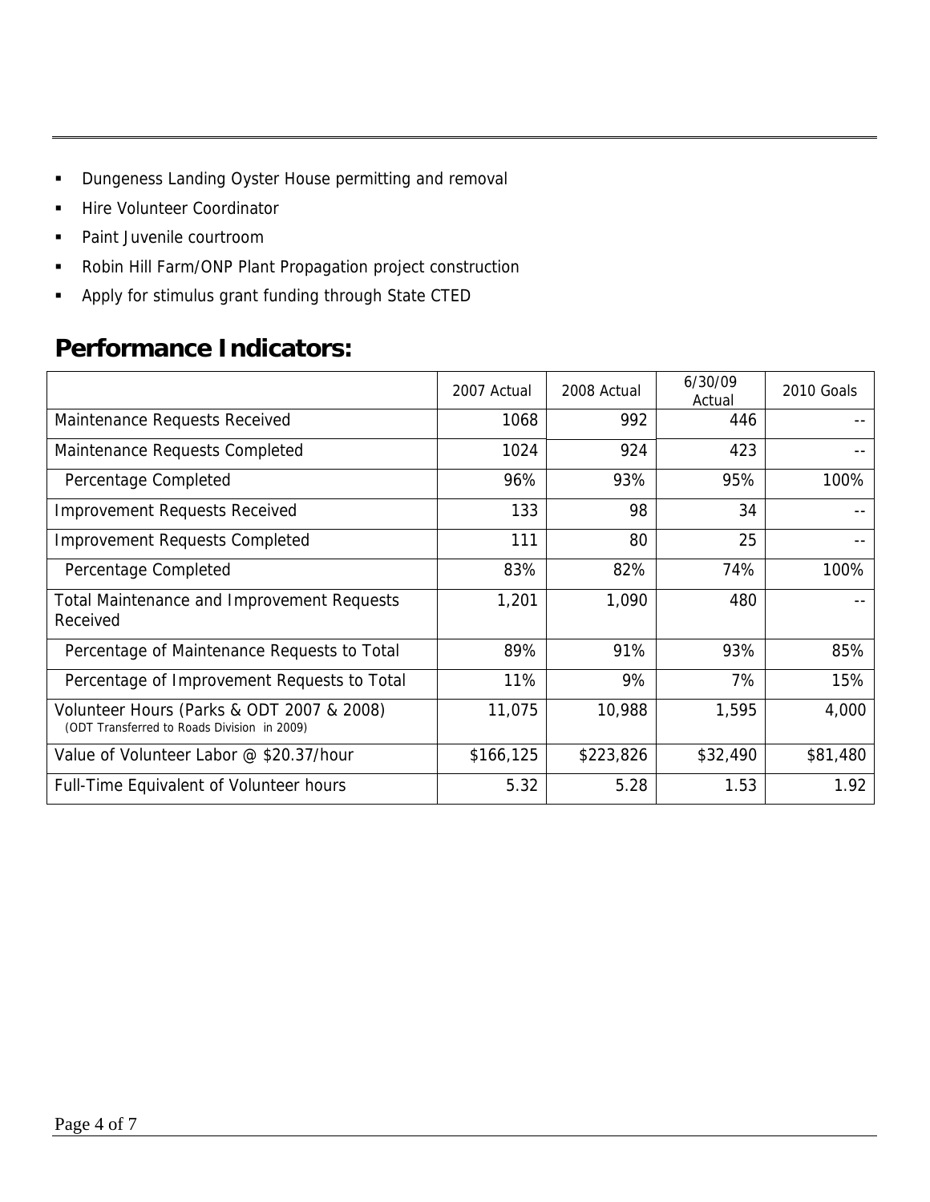- Dungeness Landing Oyster House permitting and removal
- Hire Volunteer Coordinator
- Paint Juvenile courtroom
- Robin Hill Farm/ONP Plant Propagation project construction
- Apply for stimulus grant funding through State CTED

## Performance Indicators:

| | 2007 Actual | 2008 Actual | 6/30/09 Actual | 2010 Goals |
|---|---|---|---|---|
| Maintenance Requests Received | 1068 | 992 | 446 | -- |
| Maintenance Requests Completed | 1024 | 924 | 423 | -- |
| Percentage Completed | 96% | 93% | 95% | 100% |
| Improvement Requests Received | 133 | 98 | 34 | -- |
| Improvement Requests Completed | 111 | 80 | 25 | -- |
| Percentage Completed | 83% | 82% | 74% | 100% |
| Total Maintenance and Improvement Requests Received | 1,201 | 1,090 | 480 | -- |
| Percentage of Maintenance Requests to Total | 89% | 91% | 93% | 85% |
| Percentage of Improvement Requests to Total | 11% | 9% | 7% | 15% |
| Volunteer Hours (Parks & ODT 2007 & 2008) (ODT Transferred to Roads Division in 2009) | 11,075 | 10,988 | 1,595 | 4,000 |
| Value of Volunteer Labor @ $20.37/hour | $166,125 | $223,826 | $32,490 | $81,480 |
| Full-Time Equivalent of Volunteer hours | 5.32 | 5.28 | 1.53 | 1.92 |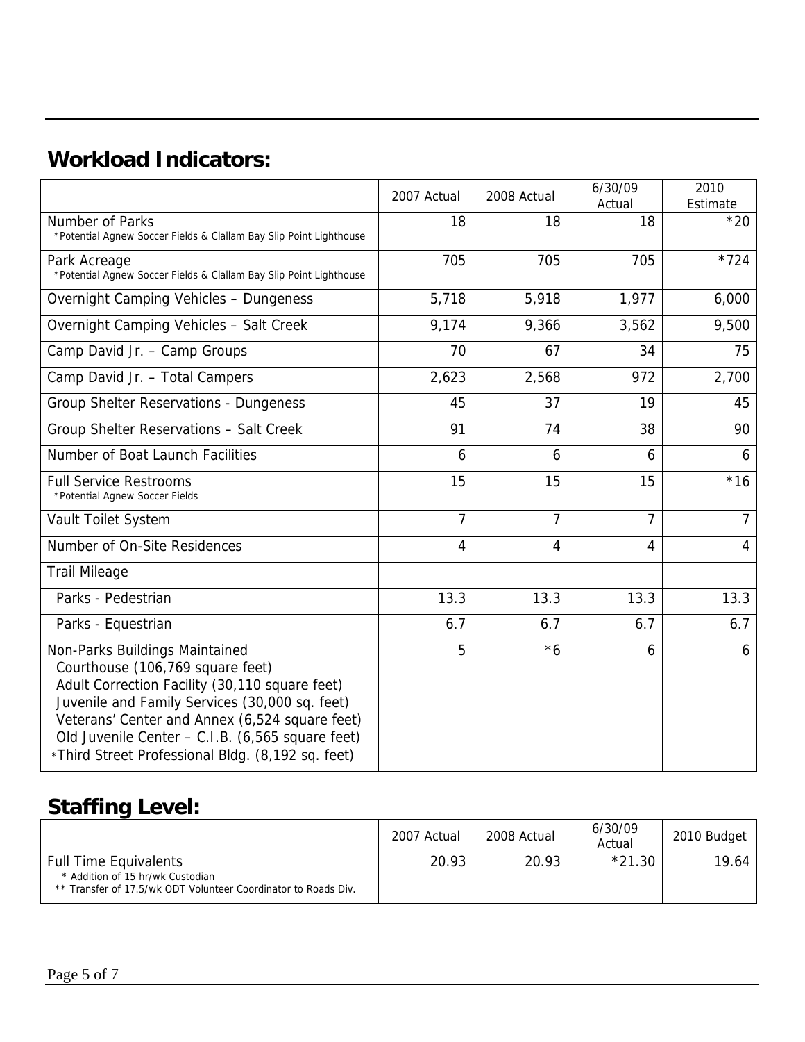## Workload Indicators:

| | 2007 Actual | 2008 Actual | 6/30/09 Actual | 2010 Estimate |
|---|---|---|---|---|
| Number of Parks<br>*Potential Agnew Soccer Fields & Clallam Bay Slip Point Lighthouse | 18 | 18 | 18 | *20 |
| Park Acreage<br>*Potential Agnew Soccer Fields & Clallam Bay Slip Point Lighthouse | 705 | 705 | 705 | *724 |
| Overnight Camping Vehicles – Dungeness | 5,718 | 5,918 | 1,977 | 6,000 |
| Overnight Camping Vehicles – Salt Creek | 9,174 | 9,366 | 3,562 | 9,500 |
| Camp David Jr. – Camp Groups | 70 | 67 | 34 | 75 |
| Camp David Jr. – Total Campers | 2,623 | 2,568 | 972 | 2,700 |
| Group Shelter Reservations - Dungeness | 45 | 37 | 19 | 45 |
| Group Shelter Reservations – Salt Creek | 91 | 74 | 38 | 90 |
| Number of Boat Launch Facilities | 6 | 6 | 6 | 6 |
| Full Service Restrooms<br>*Potential Agnew Soccer Fields | 15 | 15 | 15 | *16 |
| Vault Toilet System | 7 | 7 | 7 | 7 |
| Number of On-Site Residences | 4 | 4 | 4 | 4 |
| Trail Mileage | | | | |
| Parks - Pedestrian | 13.3 | 13.3 | 13.3 | 13.3 |
| Parks - Equestrian | 6.7 | 6.7 | 6.7 | 6.7 |
| Non-Parks Buildings Maintained<br>Courthouse (106,769 square feet)<br>Adult Correction Facility (30,110 square feet)<br>Juvenile and Family Services (30,000 sq. feet)<br>Veterans' Center and Annex (6,524 square feet)<br>Old Juvenile Center – C.I.B. (6,565 square feet)<br>*Third Street Professional Bldg. (8,192 sq. feet) | 5 | *6 | 6 | 6 |

## Staffing Level:

| | 2007 Actual | 2008 Actual | 6/30/09 Actual | 2010 Budget |
|---|---|---|---|---|
| Full Time Equivalents<br>* Addition of 15 hr/wk Custodian<br>** Transfer of 17.5/wk ODT Volunteer Coordinator to Roads Div. | 20.93 | 20.93 | *21.30 | 19.64 |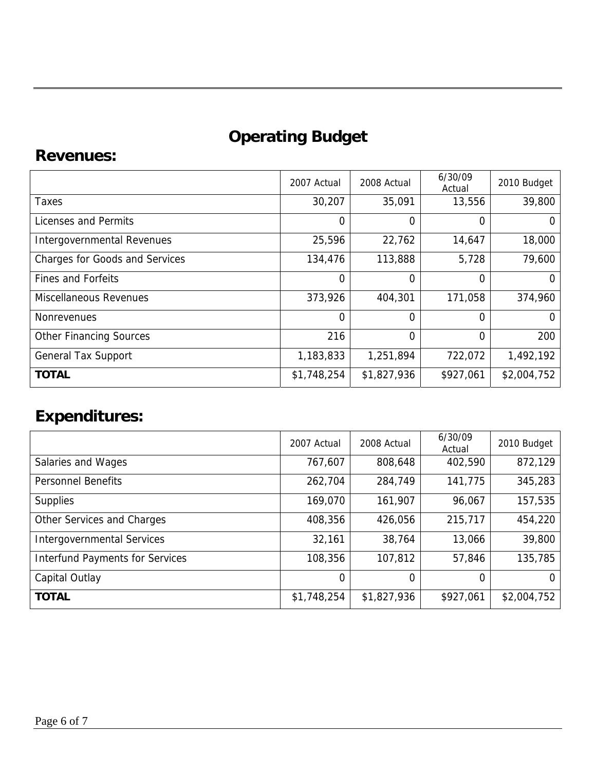# Operating Budget

## Revenues:

| | 2007 Actual | 2008 Actual | 6/30/09 Actual | 2010 Budget |
|---|---|---|---|---|
| Taxes | 30,207 | 35,091 | 13,556 | 39,800 |
| Licenses and Permits | 0 | 0 | 0 | 0 |
| Intergovernmental Revenues | 25,596 | 22,762 | 14,647 | 18,000 |
| Charges for Goods and Services | 134,476 | 113,888 | 5,728 | 79,600 |
| Fines and Forfeits | 0 | 0 | 0 | 0 |
| Miscellaneous Revenues | 373,926 | 404,301 | 171,058 | 374,960 |
| Nonrevenues | 0 | 0 | 0 | 0 |
| Other Financing Sources | 216 | 0 | 0 | 200 |
| General Tax Support | 1,183,833 | 1,251,894 | 722,072 | 1,492,192 |
| **TOTAL** | $1,748,254 | $1,827,936 | $927,061 | $2,004,752 |

## Expenditures:

| | 2007 Actual | 2008 Actual | 6/30/09 Actual | 2010 Budget |
|---|---|---|---|---|
| Salaries and Wages | 767,607 | 808,648 | 402,590 | 872,129 |
| Personnel Benefits | 262,704 | 284,749 | 141,775 | 345,283 |
| Supplies | 169,070 | 161,907 | 96,067 | 157,535 |
| Other Services and Charges | 408,356 | 426,056 | 215,717 | 454,220 |
| Intergovernmental Services | 32,161 | 38,764 | 13,066 | 39,800 |
| Interfund Payments for Services | 108,356 | 107,812 | 57,846 | 135,785 |
| Capital Outlay | 0 | 0 | 0 | 0 |
| **TOTAL** | $1,748,254 | $1,827,936 | $927,061 | $2,004,752 |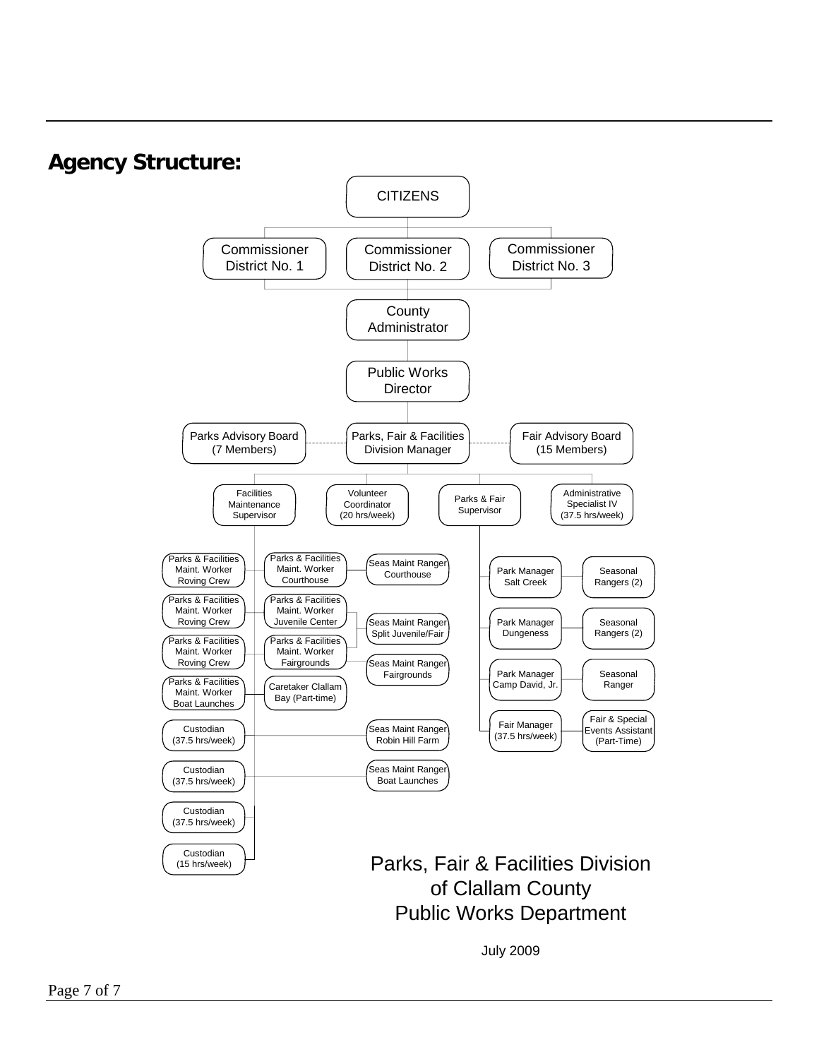## Agency Structure:

CITIZENS

Commissioner District No. 1

Commissioner District No. 2

Commissioner District No. 3

County Administrator

Public Works Director

Parks Advisory Board (7 Members)

Parks, Fair & Facilities Division Manager

Fair Advisory Board (15 Members)

Facilities Maintenance Supervisor

Volunteer Coordinator (20 hrs/week)

Parks & Fair Supervisor

Administrative Specialist IV (37.5 hrs/week)

Parks & Facilities Maint. Worker Roving Crew

Parks & Facilities Maint. Worker Roving Crew

Parks & Facilities Maint. Worker Roving Crew

Parks & Facilities Maint. Worker Boat Launches

Parks & Facilities Maint. Worker Courthouse

Seas Maint Ranger Courthouse

Parks & Facilities Maint. Worker Juvenile Center

Seas Maint Ranger Split Juvenile/Fair

Parks & Facilities Maint. Worker Fairgrounds

Seas Maint Ranger Fairgrounds

Caretaker Clallam Bay (Part-time)

Custodian (37.5 hrs/week)

Seas Maint Ranger Robin Hill Farm

Custodian (37.5 hrs/week)

Seas Maint Ranger Boat Launches

Custodian (37.5 hrs/week)

Custodian (15 hrs/week)

Park Manager Salt Creek

Seasonal Rangers (2)

Park Manager Dungeness

Seasonal Rangers (2)

Park Manager Camp David, Jr.

Seasonal Ranger

Fair Manager (37.5 hrs/week)

Fair & Special Events Assistant (Part-Time)

Parks, Fair & Facilities Division of Clallam County Public Works Department

July 2009